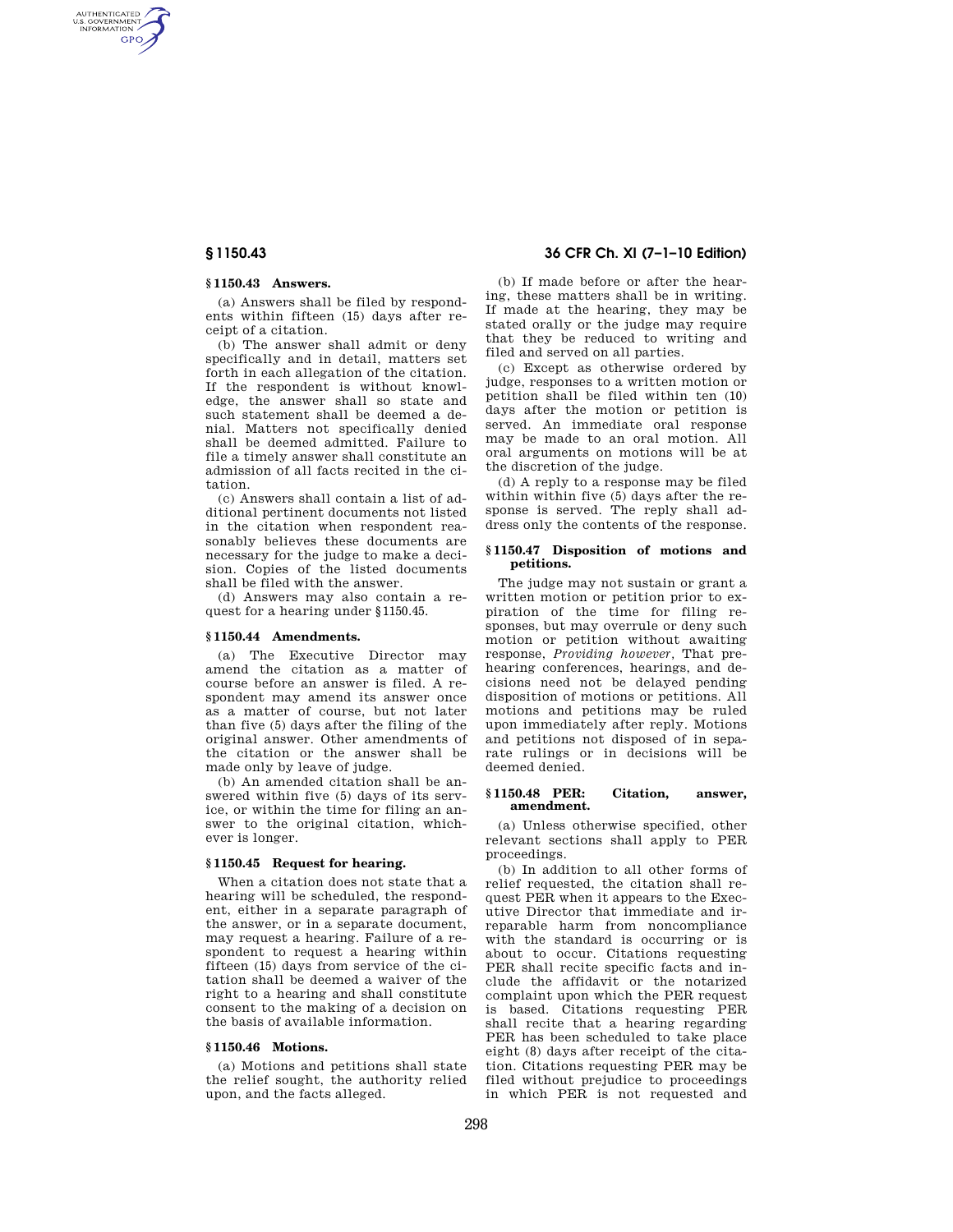### § 1150.43 Answers.

(a) Answers shall be filed by respondents within fifteen (15) days after receipt of a citation.

(b) The answer shall admit or deny specifically and in detail, matters set forth in each allegation of the citation. If the respondent is without knowledge, the answer shall so state and such statement shall be deemed a denial. Matters not specifically denied shall be deemed admitted. Failure to file a timely answer shall constitute an admission of all facts recited in the citation.

(c) Answers shall contain a list of additional pertinent documents not listed in the citation when respondent reasonably believes these documents are necessary for the judge to make a decision. Copies of the listed documents shall be filed with the answer.

(d) Answers may also contain a request for a hearing under § 1150.45.

### § 1150.44 Amendments.

(a) The Executive Director may amend the citation as a matter of course before an answer is filed. A respondent may amend its answer once as a matter of course, but not later than five (5) days after the filing of the original answer. Other amendments of the citation or the answer shall be made only by leave of judge.

(b) An amended citation shall be answered within five (5) days of its service, or within the time for filing an answer to the original citation, whichever is longer.

### § 1150.45 Request for hearing.

When a citation does not state that a hearing will be scheduled, the respondent, either in a separate paragraph of the answer, or in a separate document, may request a hearing. Failure of a respondent to request a hearing within fifteen (15) days from service of the citation shall be deemed a waiver of the right to a hearing and shall constitute consent to the making of a decision on the basis of available information.

### § 1150.46 Motions.

(a) Motions and petitions shall state the relief sought, the authority relied upon, and the facts alleged.

(b) If made before or after the hearing, these matters shall be in writing. If made at the hearing, they may be stated orally or the judge may require that they be reduced to writing and filed and served on all parties.

(c) Except as otherwise ordered by judge, responses to a written motion or petition shall be filed within ten (10) days after the motion or petition is served. An immediate oral response may be made to an oral motion. All oral arguments on motions will be at the discretion of the judge.

(d) A reply to a response may be filed within within five (5) days after the response is served. The reply shall address only the contents of the response.

### § 1150.47 Disposition of motions and petitions.

The judge may not sustain or grant a written motion or petition prior to expiration of the time for filing responses, but may overrule or deny such motion or petition without awaiting response, *Providing however,* That prehearing conferences, hearings, and decisions need not be delayed pending disposition of motions or petitions. All motions and petitions may be ruled upon immediately after reply. Motions and petitions not disposed of in separate rulings or in decisions will be deemed denied.

### § 1150.48 PER: Citation, answer, amendment.

(a) Unless otherwise specified, other relevant sections shall apply to PER proceedings.

(b) In addition to all other forms of relief requested, the citation shall request PER when it appears to the Executive Director that immediate and irreparable harm from noncompliance with the standard is occurring or is about to occur. Citations requesting PER shall recite specific facts and include the affidavit or the notarized complaint upon which the PER request is based. Citations requesting PER shall recite that a hearing regarding PER has been scheduled to take place eight (8) days after receipt of the citation. Citations requesting PER may be filed without prejudice to proceedings in which PER is not requested and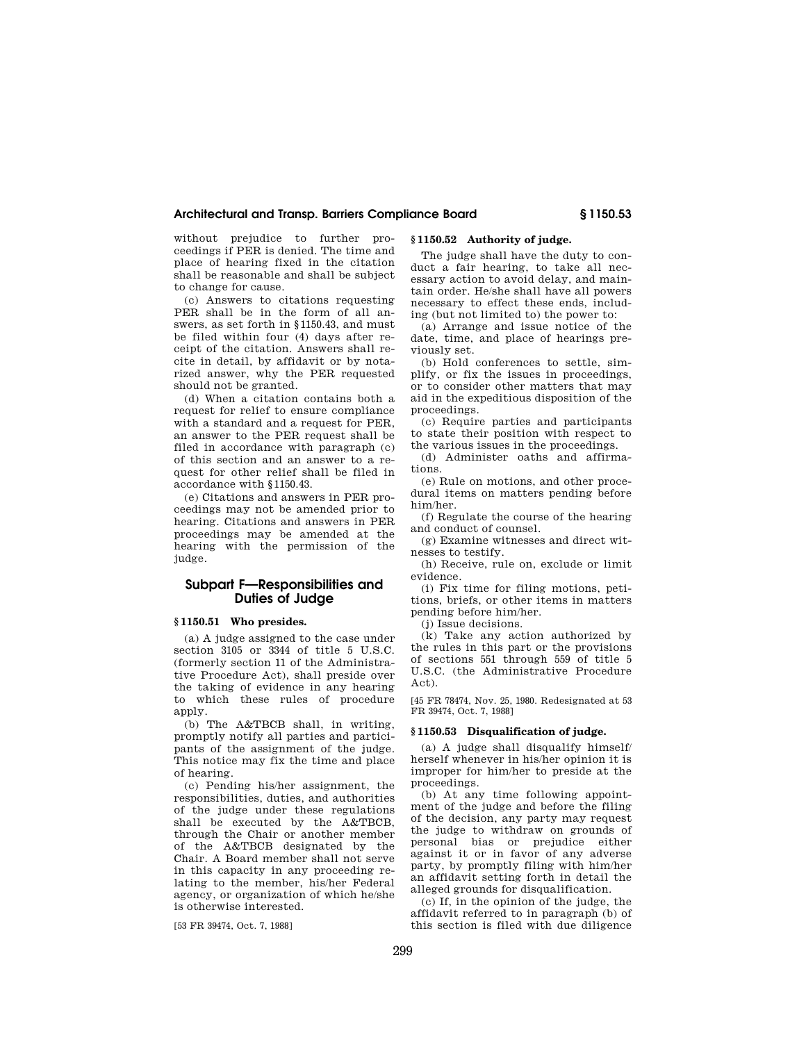without prejudice to further proceedings if PER is denied. The time and place of hearing fixed in the citation shall be reasonable and shall be subject to change for cause.

(c) Answers to citations requesting PER shall be in the form of all answers, as set forth in §1150.43, and must be filed within four (4) days after receipt of the citation. Answers shall recite in detail, by affidavit or by notarized answer, why the PER requested should not be granted.

(d) When a citation contains both a request for relief to ensure compliance with a standard and a request for PER, an answer to the PER request shall be filed in accordance with paragraph (c) of this section and an answer to a request for other relief shall be filed in accordance with §1150.43.

(e) Citations and answers in PER proceedings may not be amended prior to hearing. Citations and answers in PER proceedings may be amended at the hearing with the permission of the judge.

## Subpart F—Responsibilities and Duties of Judge

### §1150.51 Who presides.

(a) A judge assigned to the case under section 3105 or 3344 of title 5 U.S.C. (formerly section 11 of the Administrative Procedure Act), shall preside over the taking of evidence in any hearing to which these rules of procedure apply.

(b) The A&TBCB shall, in writing, promptly notify all parties and participants of the assignment of the judge. This notice may fix the time and place of hearing.

(c) Pending his/her assignment, the responsibilities, duties, and authorities of the judge under these regulations shall be executed by the A&TBCB, through the Chair or another member of the A&TBCB designated by the Chair. A Board member shall not serve in this capacity in any proceeding relating to the member, his/her Federal agency, or organization of which he/she is otherwise interested.

[53 FR 39474, Oct. 7, 1988]

### §1150.52 Authority of judge.

The judge shall have the duty to conduct a fair hearing, to take all necessary action to avoid delay, and maintain order. He/she shall have all powers necessary to effect these ends, including (but not limited to) the power to:

(a) Arrange and issue notice of the date, time, and place of hearings previously set.

(b) Hold conferences to settle, simplify, or fix the issues in proceedings, or to consider other matters that may aid in the expeditious disposition of the proceedings.

(c) Require parties and participants to state their position with respect to the various issues in the proceedings.

(d) Administer oaths and affirmations.

(e) Rule on motions, and other procedural items on matters pending before him/her.

(f) Regulate the course of the hearing and conduct of counsel.

(g) Examine witnesses and direct witnesses to testify.

(h) Receive, rule on, exclude or limit evidence.

(i) Fix time for filing motions, petitions, briefs, or other items in matters pending before him/her.

(j) Issue decisions.

(k) Take any action authorized by the rules in this part or the provisions of sections 551 through 559 of title 5 U.S.C. (the Administrative Procedure Act).

[45 FR 78474, Nov. 25, 1980. Redesignated at 53 FR 39474, Oct. 7, 1988]

### §1150.53 Disqualification of judge.

(a) A judge shall disqualify himself/herself whenever in his/her opinion it is improper for him/her to preside at the proceedings.

(b) At any time following appointment of the judge and before the filing of the decision, any party may request the judge to withdraw on grounds of personal bias or prejudice either against it or in favor of any adverse party, by promptly filing with him/her an affidavit setting forth in detail the alleged grounds for disqualification.

(c) If, in the opinion of the judge, the affidavit referred to in paragraph (b) of this section is filed with due diligence